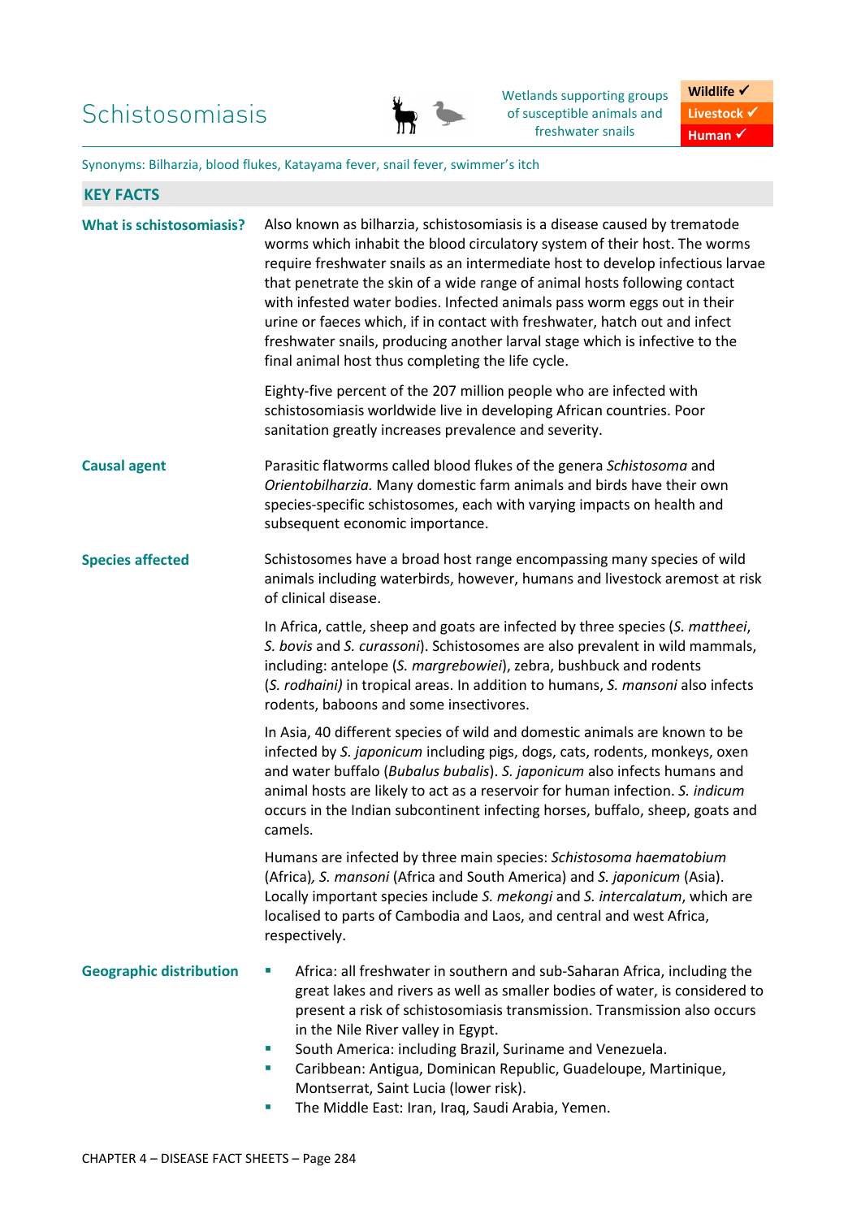# Schistosomiasis

Wetlands supporting groups of susceptible animals and freshwater snails

**Wildlife ✓**
**Livestock ✓**
**Human ✓**

Synonyms: Bilharzia, blood flukes, Katayama fever, snail fever, swimmer's itch

## KEY FACTS

### What is schistosomiasis?

Also known as bilharzia, schistosomiasis is a disease caused by trematode worms which inhabit the blood circulatory system of their host. The worms require freshwater snails as an intermediate host to develop infectious larvae that penetrate the skin of a wide range of animal hosts following contact with infested water bodies. Infected animals pass worm eggs out in their urine or faeces which, if in contact with freshwater, hatch out and infect freshwater snails, producing another larval stage which is infective to the final animal host thus completing the life cycle.

Eighty-five percent of the 207 million people who are infected with schistosomiasis worldwide live in developing African countries. Poor sanitation greatly increases prevalence and severity.

### Causal agent

Parasitic flatworms called blood flukes of the genera *Schistosoma* and *Orientobilharzia.* Many domestic farm animals and birds have their own species-specific schistosomes, each with varying impacts on health and subsequent economic importance.

### Species affected

Schistosomes have a broad host range encompassing many species of wild animals including waterbirds, however, humans and livestock aremost at risk of clinical disease.

In Africa, cattle, sheep and goats are infected by three species (*S. mattheei*, *S. bovis* and *S. curassoni*). Schistosomes are also prevalent in wild mammals, including: antelope (*S. margrebowiei*), zebra, bushbuck and rodents (*S. rodhaini)* in tropical areas. In addition to humans, *S. mansoni* also infects rodents, baboons and some insectivores.

In Asia, 40 different species of wild and domestic animals are known to be infected by *S. japonicum* including pigs, dogs, cats, rodents, monkeys, oxen and water buffalo (*Bubalus bubalis*). *S. japonicum* also infects humans and animal hosts are likely to act as a reservoir for human infection. *S. indicum* occurs in the Indian subcontinent infecting horses, buffalo, sheep, goats and camels.

Humans are infected by three main species: *Schistosoma haematobium* (Africa)*, S. mansoni* (Africa and South America) and *S. japonicum* (Asia). Locally important species include *S. mekongi* and *S. intercalatum*, which are localised to parts of Cambodia and Laos, and central and west Africa, respectively.

### Geographic distribution

- Africa: all freshwater in southern and sub-Saharan Africa, including the great lakes and rivers as well as smaller bodies of water, is considered to present a risk of schistosomiasis transmission. Transmission also occurs in the Nile River valley in Egypt.
- South America: including Brazil, Suriname and Venezuela.
- Caribbean: Antigua, Dominican Republic, Guadeloupe, Martinique, Montserrat, Saint Lucia (lower risk).
- The Middle East: Iran, Iraq, Saudi Arabia, Yemen.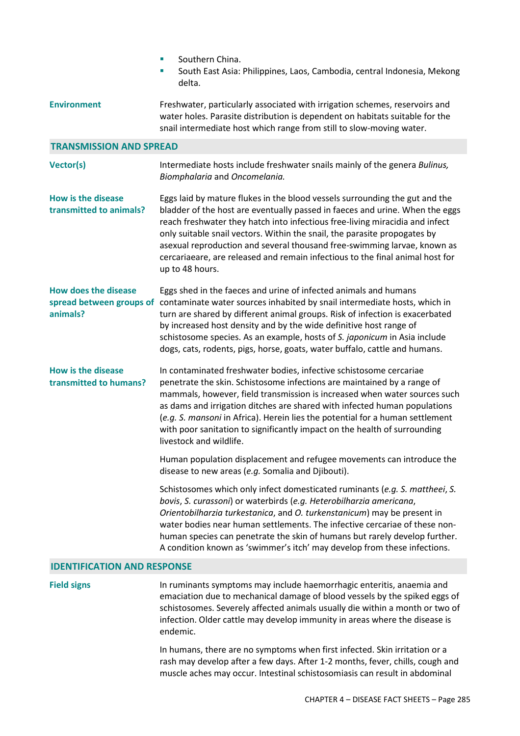- Southern China.
- South East Asia: Philippines, Laos, Cambodia, central Indonesia, Mekong delta.

**Environment**

Freshwater, particularly associated with irrigation schemes, reservoirs and water holes. Parasite distribution is dependent on habitats suitable for the snail intermediate host which range from still to slow-moving water.

## TRANSMISSION AND SPREAD

**Vector(s)**

Intermediate hosts include freshwater snails mainly of the genera *Bulinus, Biomphalaria* and *Oncomelania.*

**How is the disease transmitted to animals?**

Eggs laid by mature flukes in the blood vessels surrounding the gut and the bladder of the host are eventually passed in faeces and urine. When the eggs reach freshwater they hatch into infectious free-living miracidia and infect only suitable snail vectors. Within the snail, the parasite propogates by asexual reproduction and several thousand free-swimming larvae, known as cercariaeare, are released and remain infectious to the final animal host for up to 48 hours.

**How does the disease spread between groups of animals?**

Eggs shed in the faeces and urine of infected animals and humans contaminate water sources inhabited by snail intermediate hosts, which in turn are shared by different animal groups. Risk of infection is exacerbated by increased host density and by the wide definitive host range of schistosome species. As an example, hosts of *S. japonicum* in Asia include dogs, cats, rodents, pigs, horse, goats, water buffalo, cattle and humans.

**How is the disease transmitted to humans?**

In contaminated freshwater bodies, infective schistosome cercariae penetrate the skin. Schistosome infections are maintained by a range of mammals, however, field transmission is increased when water sources such as dams and irrigation ditches are shared with infected human populations (*e.g. S. mansoni* in Africa). Herein lies the potential for a human settlement with poor sanitation to significantly impact on the health of surrounding livestock and wildlife.

Human population displacement and refugee movements can introduce the disease to new areas (*e.g.* Somalia and Djibouti).

Schistosomes which only infect domesticated ruminants (*e.g. S. mattheei*, *S. bovis*, *S. curassoni*) or waterbirds (*e.g. Heterobilharzia americana*, *Orientobilharzia turkestanica*, and *O. turkestanicum*) may be present in water bodies near human settlements. The infective cercariae of these non-human species can penetrate the skin of humans but rarely develop further. A condition known as 'swimmer's itch' may develop from these infections.

## IDENTIFICATION AND RESPONSE

**Field signs**

In ruminants symptoms may include haemorrhagic enteritis, anaemia and emaciation due to mechanical damage of blood vessels by the spiked eggs of schistosomes. Severely affected animals usually die within a month or two of infection. Older cattle may develop immunity in areas where the disease is endemic.

In humans, there are no symptoms when first infected. Skin irritation or a rash may develop after a few days. After 1-2 months, fever, chills, cough and muscle aches may occur. Intestinal schistosomiasis can result in abdominal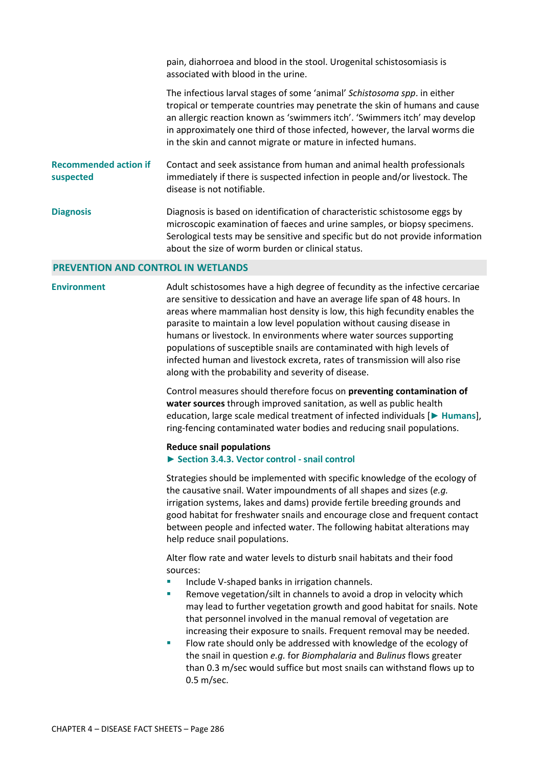pain, diahorroea and blood in the stool. Urogenital schistosomiasis is associated with blood in the urine.

The infectious larval stages of some 'animal' *Schistosoma spp*. in either tropical or temperate countries may penetrate the skin of humans and cause an allergic reaction known as 'swimmers itch'. 'Swimmers itch' may develop in approximately one third of those infected, however, the larval worms die in the skin and cannot migrate or mature in infected humans.

**Recommended action if suspected**

Contact and seek assistance from human and animal health professionals immediately if there is suspected infection in people and/or livestock. The disease is not notifiable.

**Diagnosis**

Diagnosis is based on identification of characteristic schistosome eggs by microscopic examination of faeces and urine samples, or biopsy specimens. Serological tests may be sensitive and specific but do not provide information about the size of worm burden or clinical status.

## PREVENTION AND CONTROL IN WETLANDS

**Environment**

Adult schistosomes have a high degree of fecundity as the infective cercariae are sensitive to dessication and have an average life span of 48 hours. In areas where mammalian host density is low, this high fecundity enables the parasite to maintain a low level population without causing disease in humans or livestock. In environments where water sources supporting populations of susceptible snails are contaminated with high levels of infected human and livestock excreta, rates of transmission will also rise along with the probability and severity of disease.

Control measures should therefore focus on **preventing contamination of water sources** through improved sanitation, as well as public health education, large scale medical treatment of infected individuals [► **Humans**], ring-fencing contaminated water bodies and reducing snail populations.

**Reduce snail populations**
**► Section 3.4.3. Vector control - snail control**

Strategies should be implemented with specific knowledge of the ecology of the causative snail. Water impoundments of all shapes and sizes (*e.g.* irrigation systems, lakes and dams) provide fertile breeding grounds and good habitat for freshwater snails and encourage close and frequent contact between people and infected water. The following habitat alterations may help reduce snail populations.

Alter flow rate and water levels to disturb snail habitats and their food sources:

- Include V-shaped banks in irrigation channels.
- Remove vegetation/silt in channels to avoid a drop in velocity which may lead to further vegetation growth and good habitat for snails. Note that personnel involved in the manual removal of vegetation are increasing their exposure to snails. Frequent removal may be needed.
- Flow rate should only be addressed with knowledge of the ecology of the snail in question *e.g.* for *Biomphalaria* and *Bulinus* flows greater than 0.3 m/sec would suffice but most snails can withstand flows up to 0.5 m/sec.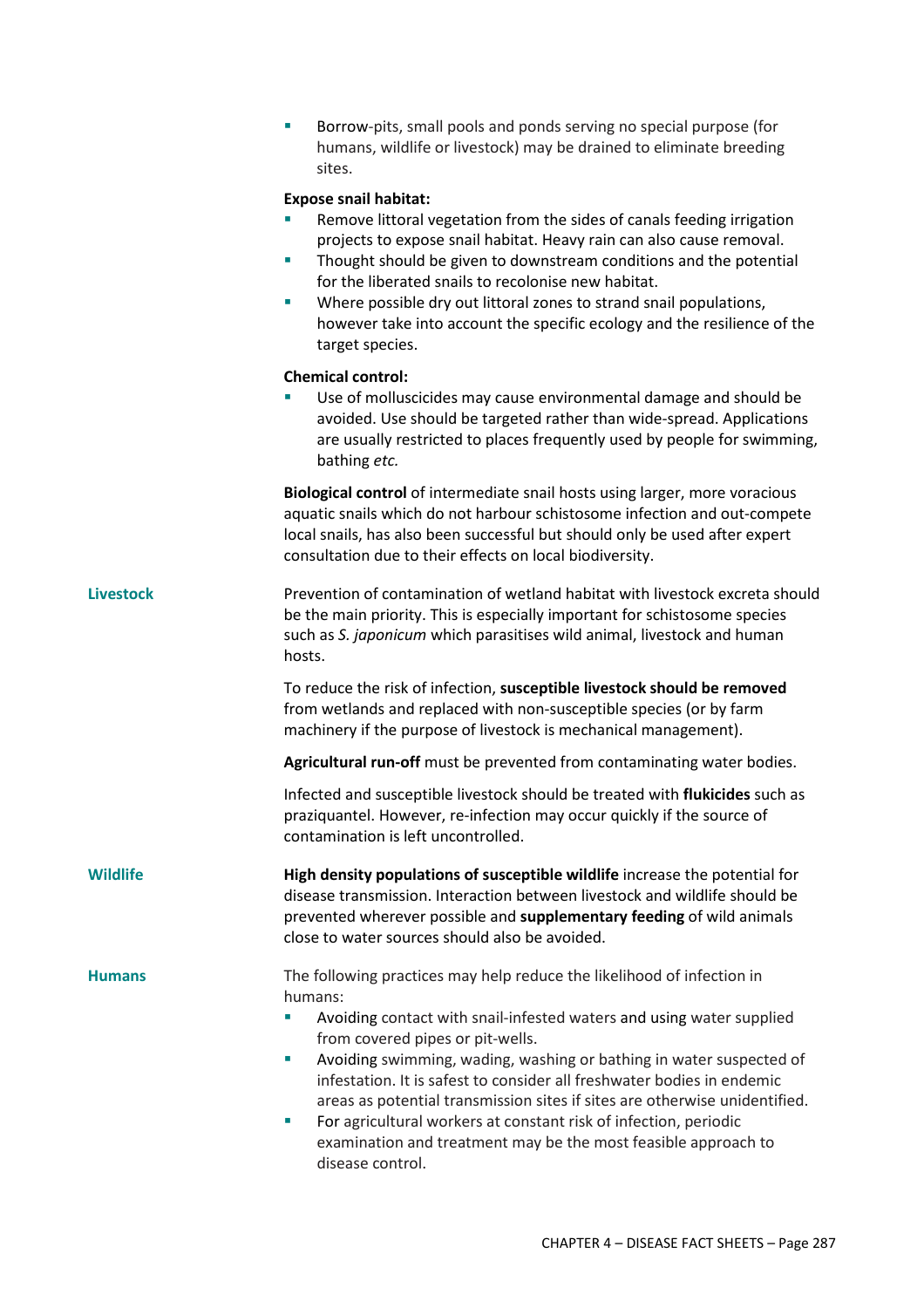- Borrow-pits, small pools and ponds serving no special purpose (for humans, wildlife or livestock) may be drained to eliminate breeding sites.

**Expose snail habitat:**

- Remove littoral vegetation from the sides of canals feeding irrigation projects to expose snail habitat. Heavy rain can also cause removal.
- Thought should be given to downstream conditions and the potential for the liberated snails to recolonise new habitat.
- Where possible dry out littoral zones to strand snail populations, however take into account the specific ecology and the resilience of the target species.

**Chemical control:**

- Use of molluscicides may cause environmental damage and should be avoided. Use should be targeted rather than wide-spread. Applications are usually restricted to places frequently used by people for swimming, bathing *etc.*

**Biological control** of intermediate snail hosts using larger, more voracious aquatic snails which do not harbour schistosome infection and out-compete local snails, has also been successful but should only be used after expert consultation due to their effects on local biodiversity.

## Livestock

Prevention of contamination of wetland habitat with livestock excreta should be the main priority. This is especially important for schistosome species such as *S. japonicum* which parasitises wild animal, livestock and human hosts.

To reduce the risk of infection, **susceptible livestock should be removed** from wetlands and replaced with non-susceptible species (or by farm machinery if the purpose of livestock is mechanical management).

**Agricultural run-off** must be prevented from contaminating water bodies.

Infected and susceptible livestock should be treated with **flukicides** such as praziquantel. However, re-infection may occur quickly if the source of contamination is left uncontrolled.

## Wildlife

**High density populations of susceptible wildlife** increase the potential for disease transmission. Interaction between livestock and wildlife should be prevented wherever possible and **supplementary feeding** of wild animals close to water sources should also be avoided.

## Humans

The following practices may help reduce the likelihood of infection in humans:

- Avoiding contact with snail-infested waters and using water supplied from covered pipes or pit-wells.
- Avoiding swimming, wading, washing or bathing in water suspected of infestation. It is safest to consider all freshwater bodies in endemic areas as potential transmission sites if sites are otherwise unidentified.
- For agricultural workers at constant risk of infection, periodic examination and treatment may be the most feasible approach to disease control.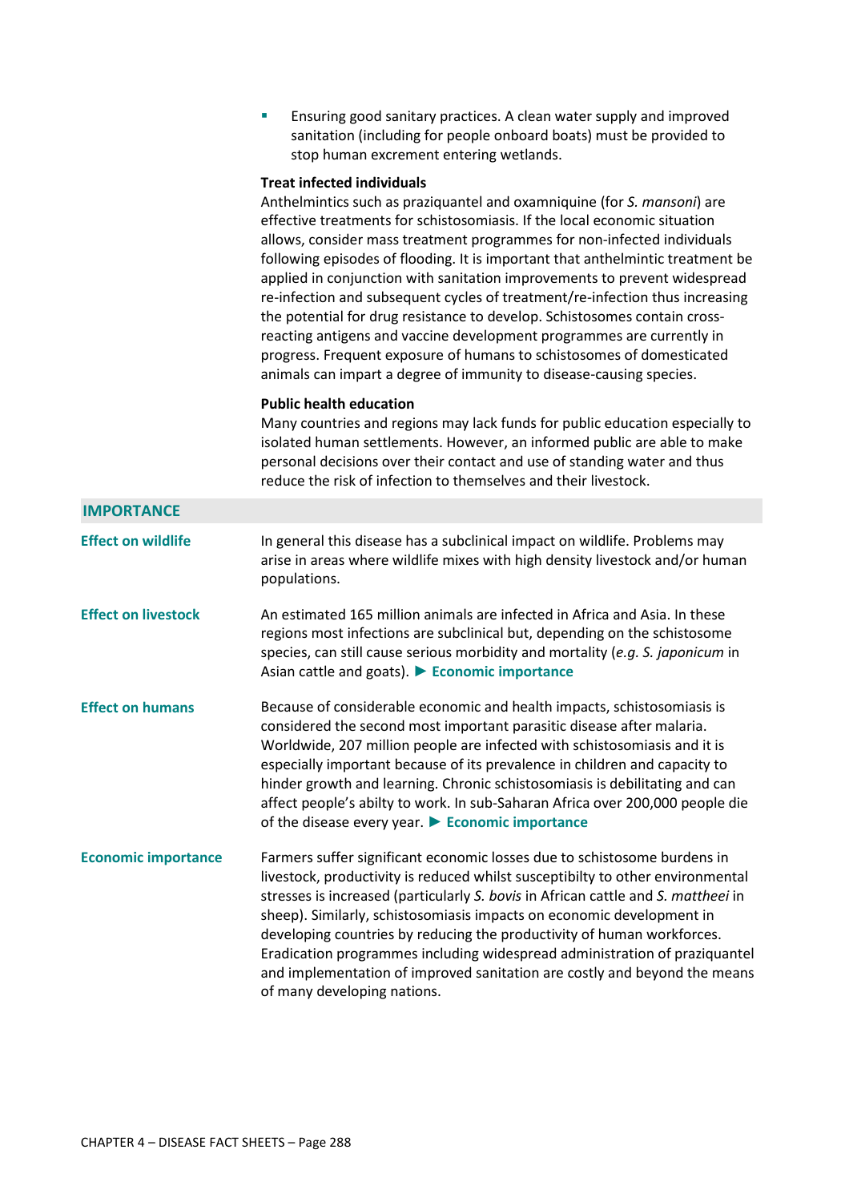- Ensuring good sanitary practices. A clean water supply and improved sanitation (including for people onboard boats) must be provided to stop human excrement entering wetlands.

**Treat infected individuals**

Anthelmintics such as praziquantel and oxamniquine (for *S. mansoni*) are effective treatments for schistosomiasis. If the local economic situation allows, consider mass treatment programmes for non-infected individuals following episodes of flooding. It is important that anthelmintic treatment be applied in conjunction with sanitation improvements to prevent widespread re-infection and subsequent cycles of treatment/re-infection thus increasing the potential for drug resistance to develop. Schistosomes contain cross-reacting antigens and vaccine development programmes are currently in progress. Frequent exposure of humans to schistosomes of domesticated animals can impart a degree of immunity to disease-causing species.

**Public health education**

Many countries and regions may lack funds for public education especially to isolated human settlements. However, an informed public are able to make personal decisions over their contact and use of standing water and thus reduce the risk of infection to themselves and their livestock.

## IMPORTANCE

**Effect on wildlife**

In general this disease has a subclinical impact on wildlife. Problems may arise in areas where wildlife mixes with high density livestock and/or human populations.

**Effect on livestock**

An estimated 165 million animals are infected in Africa and Asia. In these regions most infections are subclinical but, depending on the schistosome species, can still cause serious morbidity and mortality (*e.g. S. japonicum* in Asian cattle and goats). ► **Economic importance**

**Effect on humans**

Because of considerable economic and health impacts, schistosomiasis is considered the second most important parasitic disease after malaria. Worldwide, 207 million people are infected with schistosomiasis and it is especially important because of its prevalence in children and capacity to hinder growth and learning. Chronic schistosomiasis is debilitating and can affect people's abilty to work. In sub-Saharan Africa over 200,000 people die of the disease every year. ► **Economic importance**

**Economic importance**

Farmers suffer significant economic losses due to schistosome burdens in livestock, productivity is reduced whilst susceptibilty to other environmental stresses is increased (particularly *S. bovis* in African cattle and *S. mattheei* in sheep). Similarly, schistosomiasis impacts on economic development in developing countries by reducing the productivity of human workforces. Eradication programmes including widespread administration of praziquantel and implementation of improved sanitation are costly and beyond the means of many developing nations.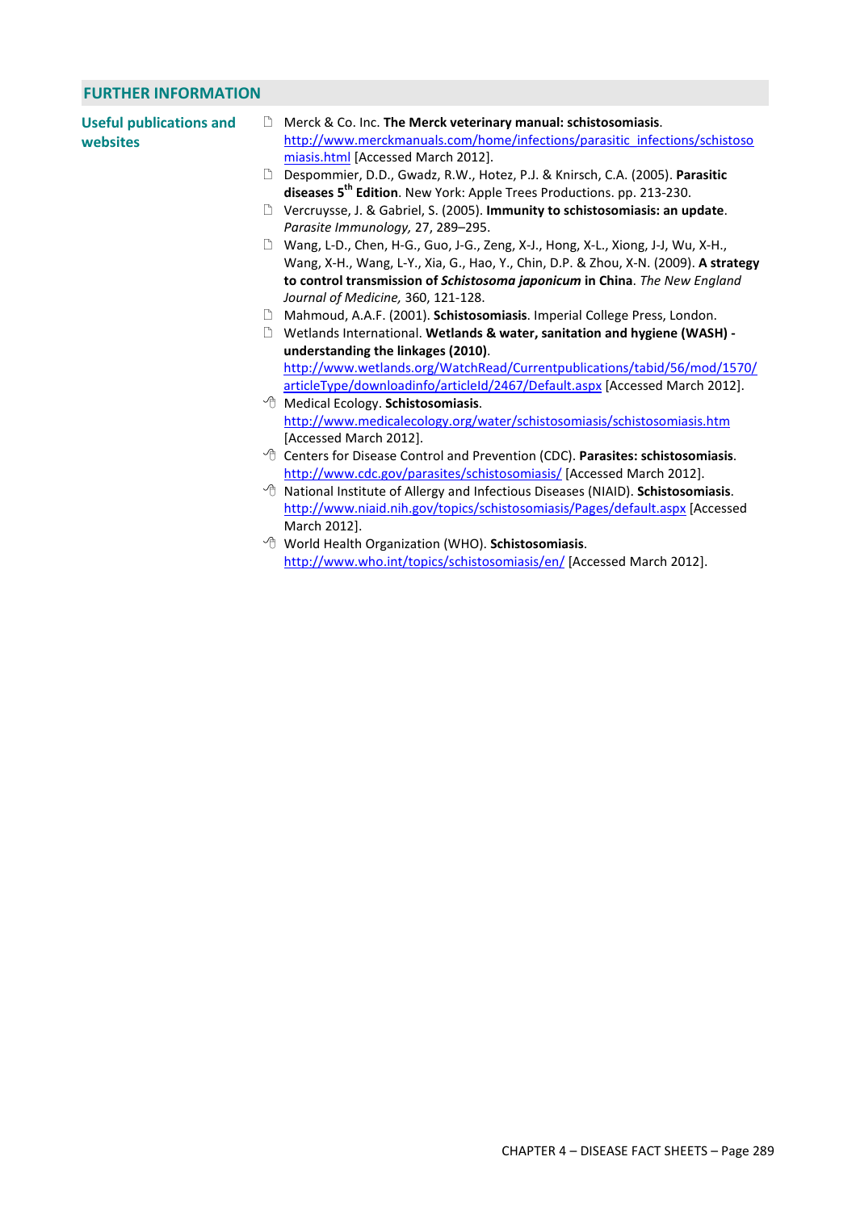## FURTHER INFORMATION

**Useful publications and websites**

- Merck & Co. Inc. **The Merck veterinary manual: schistosomiasis**. http://www.merckmanuals.com/home/infections/parasitic_infections/schistosomiasis.html [Accessed March 2012].
- Despommier, D.D., Gwadz, R.W., Hotez, P.J. & Knirsch, C.A. (2005). **Parasitic diseases 5th Edition**. New York: Apple Trees Productions. pp. 213-230.
- Vercruysse, J. & Gabriel, S. (2005). **Immunity to schistosomiasis: an update**. *Parasite Immunology,* 27, 289–295.
- Wang, L-D., Chen, H-G., Guo, J-G., Zeng, X-J., Hong, X-L., Xiong, J-J, Wu, X-H., Wang, X-H., Wang, L-Y., Xia, G., Hao, Y., Chin, D.P. & Zhou, X-N. (2009). **A strategy to control transmission of *Schistosoma japonicum* in China**. *The New England Journal of Medicine,* 360, 121-128.
- Mahmoud, A.A.F. (2001). **Schistosomiasis**. Imperial College Press, London.
- Wetlands International. **Wetlands & water, sanitation and hygiene (WASH) - understanding the linkages (2010)**. http://www.wetlands.org/WatchRead/Currentpublications/tabid/56/mod/1570/articleType/downloadinfo/articleId/2467/Default.aspx [Accessed March 2012].
- Medical Ecology. **Schistosomiasis**. http://www.medicalecology.org/water/schistosomiasis/schistosomiasis.htm [Accessed March 2012].
- Centers for Disease Control and Prevention (CDC). **Parasites: schistosomiasis**. http://www.cdc.gov/parasites/schistosomiasis/ [Accessed March 2012].
- National Institute of Allergy and Infectious Diseases (NIAID). **Schistosomiasis**. http://www.niaid.nih.gov/topics/schistosomiasis/Pages/default.aspx [Accessed March 2012].
- World Health Organization (WHO). **Schistosomiasis**. http://www.who.int/topics/schistosomiasis/en/ [Accessed March 2012].